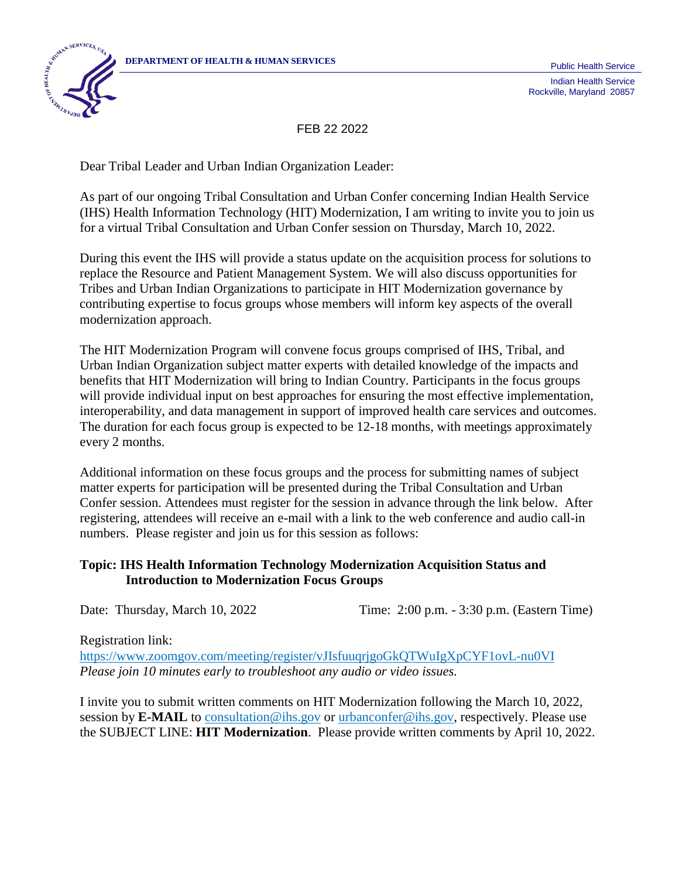**DEPARTMENT OF HEALTH & HUMAN SERVICES**

Public Health Service

Indian Health Service
Rockville, Maryland 20857

FEB 22 2022

Dear Tribal Leader and Urban Indian Organization Leader:

As part of our ongoing Tribal Consultation and Urban Confer concerning Indian Health Service (IHS) Health Information Technology (HIT) Modernization, I am writing to invite you to join us for a virtual Tribal Consultation and Urban Confer session on Thursday, March 10, 2022.

During this event the IHS will provide a status update on the acquisition process for solutions to replace the Resource and Patient Management System. We will also discuss opportunities for Tribes and Urban Indian Organizations to participate in HIT Modernization governance by contributing expertise to focus groups whose members will inform key aspects of the overall modernization approach.

The HIT Modernization Program will convene focus groups comprised of IHS, Tribal, and Urban Indian Organization subject matter experts with detailed knowledge of the impacts and benefits that HIT Modernization will bring to Indian Country. Participants in the focus groups will provide individual input on best approaches for ensuring the most effective implementation, interoperability, and data management in support of improved health care services and outcomes. The duration for each focus group is expected to be 12-18 months, with meetings approximately every 2 months.

Additional information on these focus groups and the process for submitting names of subject matter experts for participation will be presented during the Tribal Consultation and Urban Confer session. Attendees must register for the session in advance through the link below. After registering, attendees will receive an e-mail with a link to the web conference and audio call-in numbers. Please register and join us for this session as follows:

**Topic: IHS Health Information Technology Modernization Acquisition Status and Introduction to Modernization Focus Groups**

Date: Thursday, March 10, 2022 Time: 2:00 p.m. - 3:30 p.m. (Eastern Time)

Registration link:
https://www.zoomgov.com/meeting/register/vJIsfuuqrjgoGkQTWuIgXpCYF1ovL-nu0VI
*Please join 10 minutes early to troubleshoot any audio or video issues.*

I invite you to submit written comments on HIT Modernization following the March 10, 2022, session by **E-MAIL** to consultation@ihs.gov or urbanconfer@ihs.gov, respectively. Please use the SUBJECT LINE: **HIT Modernization**. Please provide written comments by April 10, 2022.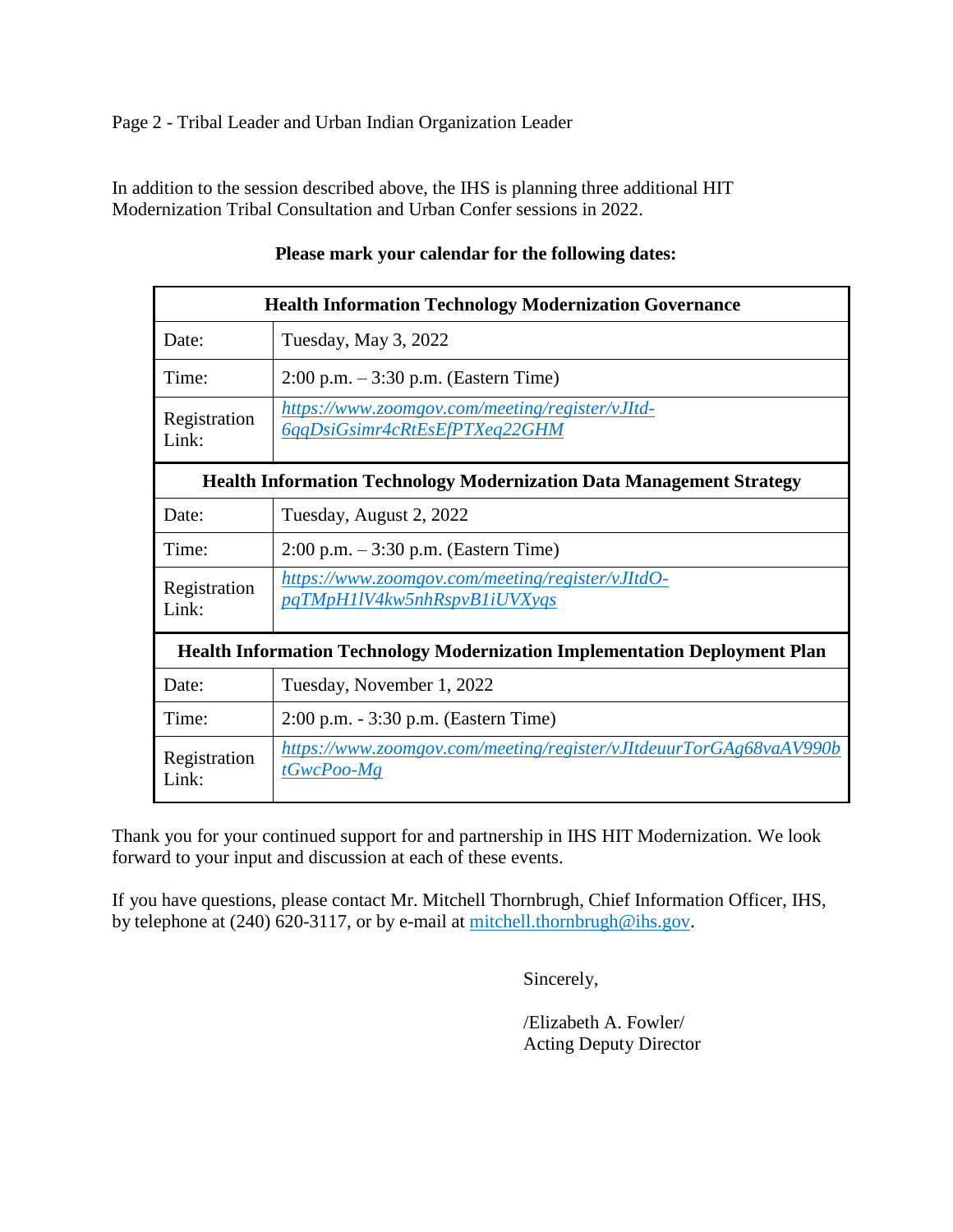In addition to the session described above, the IHS is planning three additional HIT Modernization Tribal Consultation and Urban Confer sessions in 2022.

**Please mark your calendar for the following dates:**

| **Health Information Technology Modernization Governance** | |
|---|---|
| Date: | Tuesday, May 3, 2022 |
| Time: | 2:00 p.m. – 3:30 p.m. (Eastern Time) |
| Registration Link: | *https://www.zoomgov.com/meeting/register/vJItd-6qqDsiGsimr4cRtEsEfPTXeq22GHM* |
| **Health Information Technology Modernization Data Management Strategy** | |
| Date: | Tuesday, August 2, 2022 |
| Time: | 2:00 p.m. – 3:30 p.m. (Eastern Time) |
| Registration Link: | *https://www.zoomgov.com/meeting/register/vJItdO-pqTMpH1lV4kw5nhRspvB1iUVXyqs* |
| **Health Information Technology Modernization Implementation Deployment Plan** | |
| Date: | Tuesday, November 1, 2022 |
| Time: | 2:00 p.m. - 3:30 p.m. (Eastern Time) |
| Registration Link: | *https://www.zoomgov.com/meeting/register/vJItdeuurTorGAg68vaAV990btGwcPoo-Mg* |

Thank you for your continued support for and partnership in IHS HIT Modernization. We look forward to your input and discussion at each of these events.

If you have questions, please contact Mr. Mitchell Thornbrugh, Chief Information Officer, IHS, by telephone at (240) 620-3117, or by e-mail at mitchell.thornbrugh@ihs.gov.

Sincerely,

/Elizabeth A. Fowler/
Acting Deputy Director